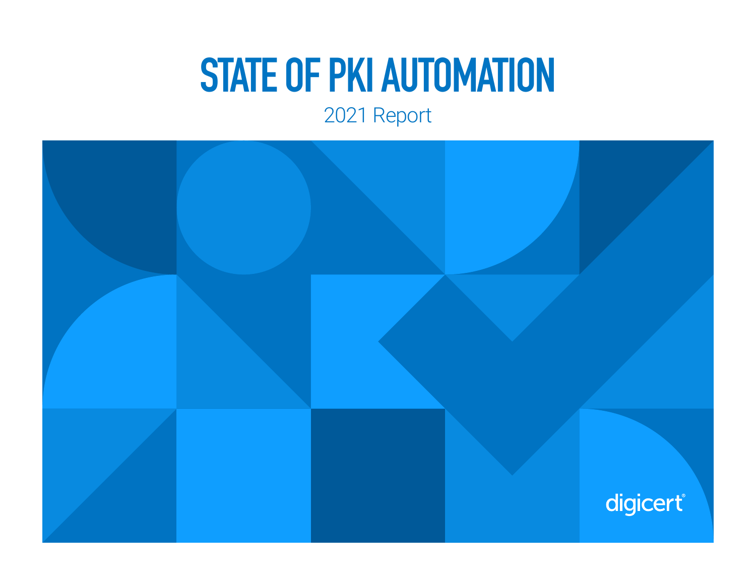# STATE OF PKI AUTOMATION

2021 Report

digicert®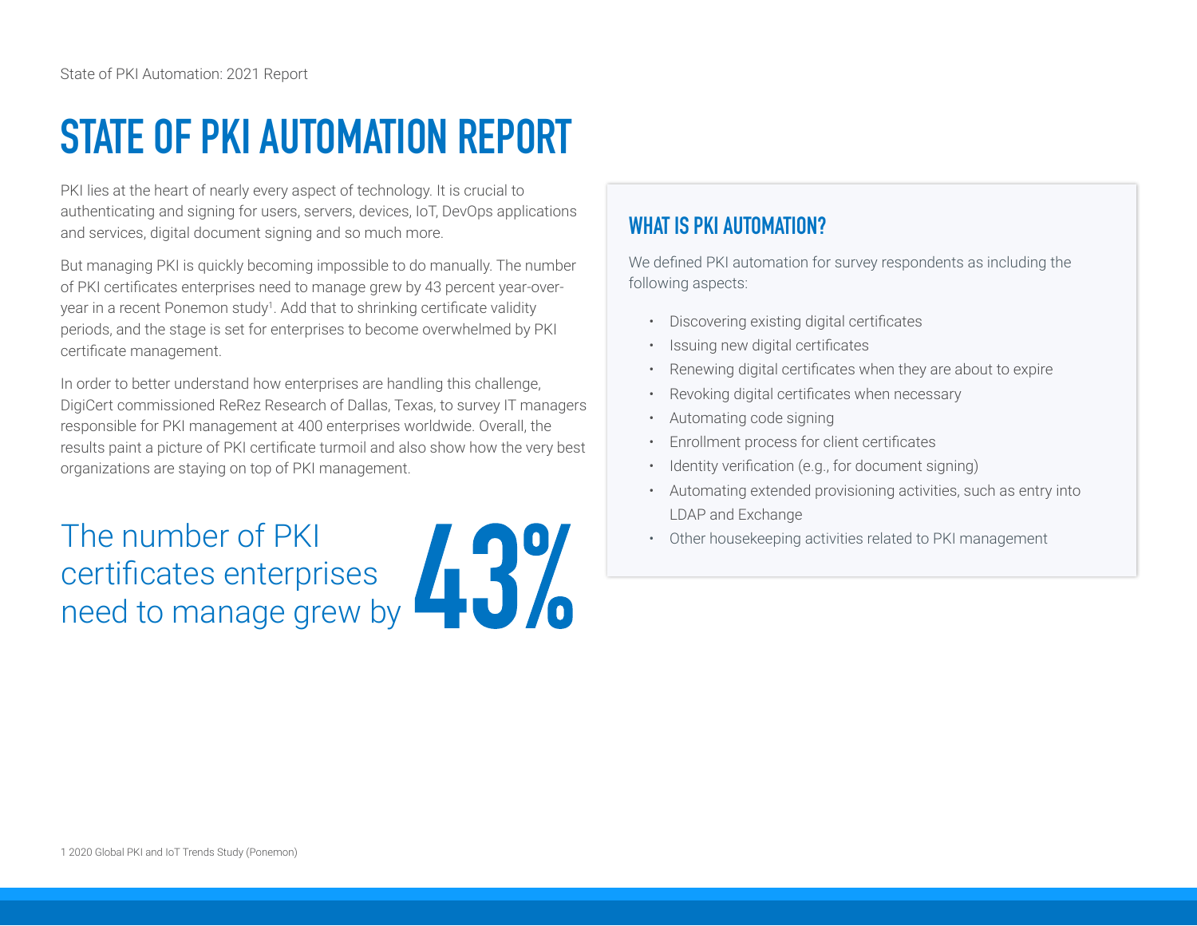# STATE OF PKI AUTOMATION REPORT

PKI lies at the heart of nearly every aspect of technology. It is crucial to authenticating and signing for users, servers, devices, IoT, DevOps applications and services, digital document signing and so much more.

But managing PKI is quickly becoming impossible to do manually. The number of PKI certificates enterprises need to manage grew by 43 percent year-over-year in a recent Ponemon study[1]. Add that to shrinking certificate validity periods, and the stage is set for enterprises to become overwhelmed by PKI certificate management.

In order to better understand how enterprises are handling this challenge, DigiCert commissioned ReRez Research of Dallas, Texas, to survey IT managers responsible for PKI management at 400 enterprises worldwide. Overall, the results paint a picture of PKI certificate turmoil and also show how the very best organizations are staying on top of PKI management.

The number of PKI certificates enterprises need to manage grew by **43%**

## WHAT IS PKI AUTOMATION?

We defined PKI automation for survey respondents as including the following aspects:

- Discovering existing digital certificates
- Issuing new digital certificates
- Renewing digital certificates when they are about to expire
- Revoking digital certificates when necessary
- Automating code signing
- Enrollment process for client certificates
- Identity verification (e.g., for document signing)
- Automating extended provisioning activities, such as entry into LDAP and Exchange
- Other housekeeping activities related to PKI management

1 2020 Global PKI and IoT Trends Study (Ponemon)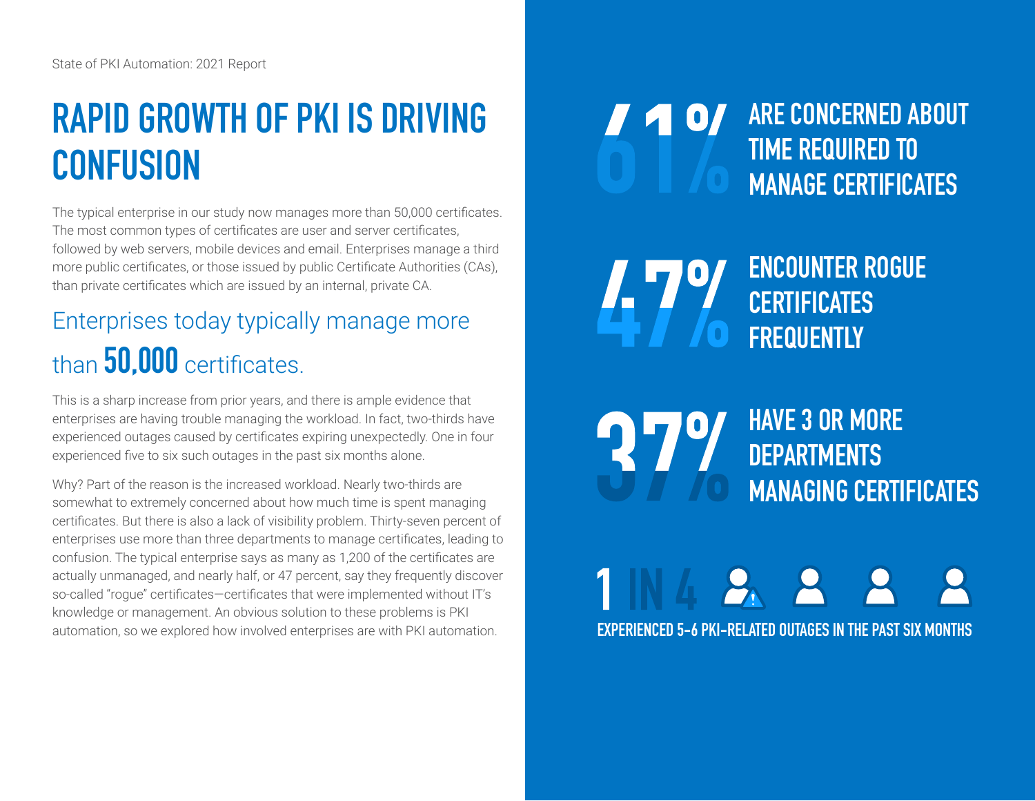# RAPID GROWTH OF PKI IS DRIVING CONFUSION

The typical enterprise in our study now manages more than 50,000 certificates. The most common types of certificates are user and server certificates, followed by web servers, mobile devices and email. Enterprises manage a third more public certificates, or those issued by public Certificate Authorities (CAs), than private certificates which are issued by an internal, private CA.

## Enterprises today typically manage more than **50,000** certificates.

This is a sharp increase from prior years, and there is ample evidence that enterprises are having trouble managing the workload. In fact, two-thirds have experienced outages caused by certificates expiring unexpectedly. One in four experienced five to six such outages in the past six months alone.

Why? Part of the reason is the increased workload. Nearly two-thirds are somewhat to extremely concerned about how much time is spent managing certificates. But there is also a lack of visibility problem. Thirty-seven percent of enterprises use more than three departments to manage certificates, leading to confusion. The typical enterprise says as many as 1,200 of the certificates are actually unmanaged, and nearly half, or 47 percent, say they frequently discover so-called "rogue" certificates—certificates that were implemented without IT's knowledge or management. An obvious solution to these problems is PKI automation, so we explored how involved enterprises are with PKI automation.

**61%** ARE CONCERNED ABOUT TIME REQUIRED TO MANAGE CERTIFICATES

**47%** ENCOUNTER ROGUE CERTIFICATES FREQUENTLY

**37%** HAVE 3 OR MORE DEPARTMENTS MANAGING CERTIFICATES

**1 IN 4** EXPERIENCED 5-6 PKI-RELATED OUTAGES IN THE PAST SIX MONTHS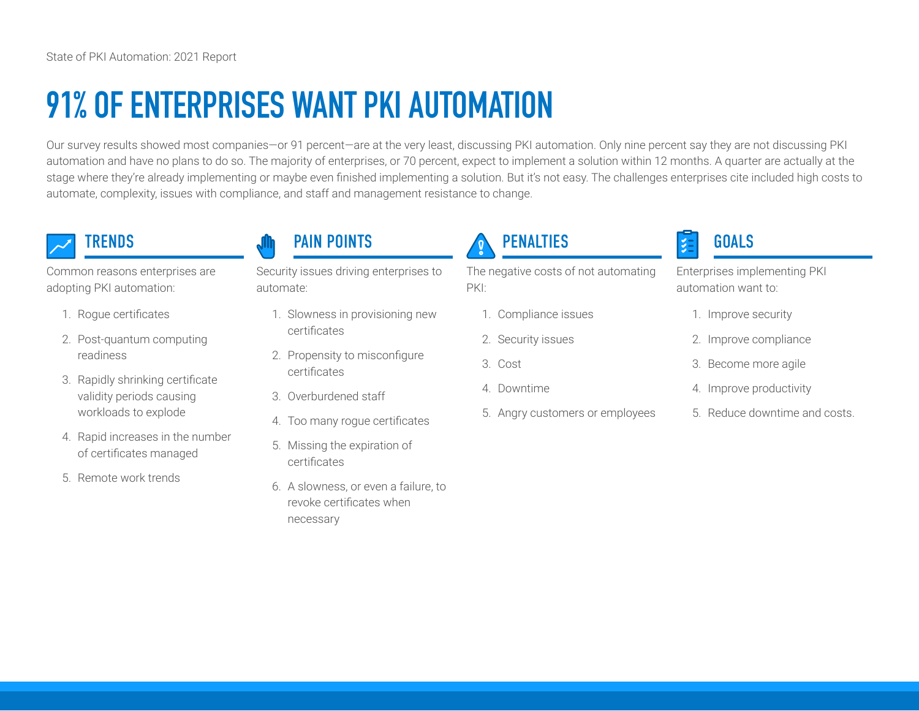# 91% OF ENTERPRISES WANT PKI AUTOMATION

Our survey results showed most companies—or 91 percent—are at the very least, discussing PKI automation. Only nine percent say they are not discussing PKI automation and have no plans to do so. The majority of enterprises, or 70 percent, expect to implement a solution within 12 months. A quarter are actually at the stage where they're already implementing or maybe even finished implementing a solution. But it's not easy. The challenges enterprises cite included high costs to automate, complexity, issues with compliance, and staff and management resistance to change.

## TRENDS

Common reasons enterprises are adopting PKI automation:

1. Rogue certificates
2. Post-quantum computing readiness
3. Rapidly shrinking certificate validity periods causing workloads to explode
4. Rapid increases in the number of certificates managed
5. Remote work trends

## PAIN POINTS

Security issues driving enterprises to automate:

1. Slowness in provisioning new certificates
2. Propensity to misconfigure certificates
3. Overburdened staff
4. Too many rogue certificates
5. Missing the expiration of certificates
6. A slowness, or even a failure, to revoke certificates when necessary

## PENALTIES

The negative costs of not automating PKI:

1. Compliance issues
2. Security issues
3. Cost
4. Downtime
5. Angry customers or employees

## GOALS

Enterprises implementing PKI automation want to:

1. Improve security
2. Improve compliance
3. Become more agile
4. Improve productivity
5. Reduce downtime and costs.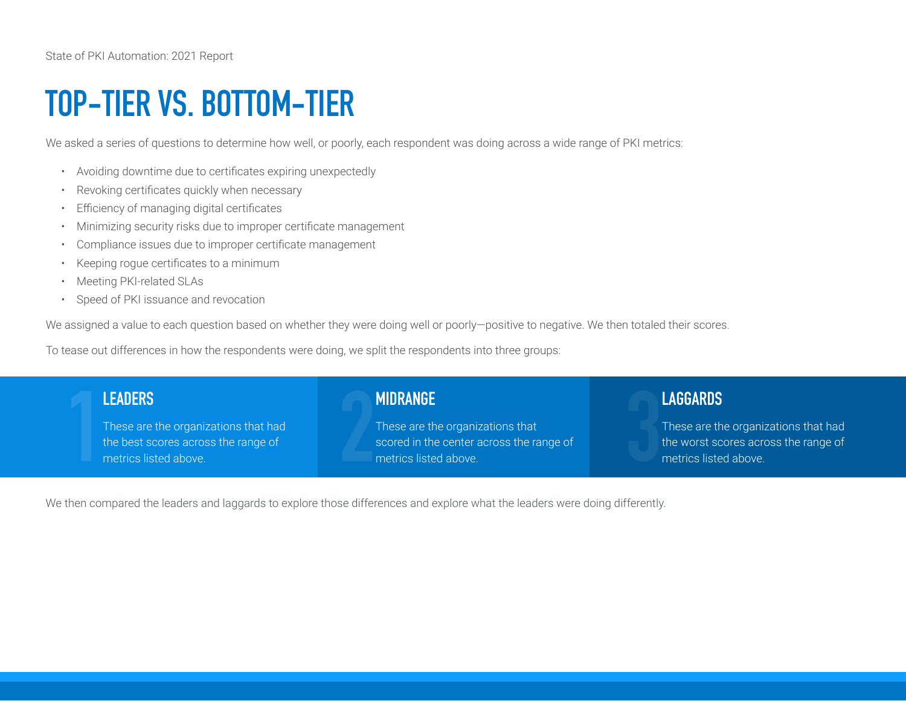# TOP-TIER VS. BOTTOM-TIER

We asked a series of questions to determine how well, or poorly, each respondent was doing across a wide range of PKI metrics:

- Avoiding downtime due to certificates expiring unexpectedly
- Revoking certificates quickly when necessary
- Efficiency of managing digital certificates
- Minimizing security risks due to improper certificate management
- Compliance issues due to improper certificate management
- Keeping rogue certificates to a minimum
- Meeting PKI-related SLAs
- Speed of PKI issuance and revocation

We assigned a value to each question based on whether they were doing well or poorly—positive to negative. We then totaled their scores.

To tease out differences in how the respondents were doing, we split the respondents into three groups:

### 1 LEADERS

These are the organizations that had the best scores across the range of metrics listed above.

### 2 MIDRANGE

These are the organizations that scored in the center across the range of metrics listed above.

### 3 LAGGARDS

These are the organizations that had the worst scores across the range of metrics listed above.

We then compared the leaders and laggards to explore those differences and explore what the leaders were doing differently.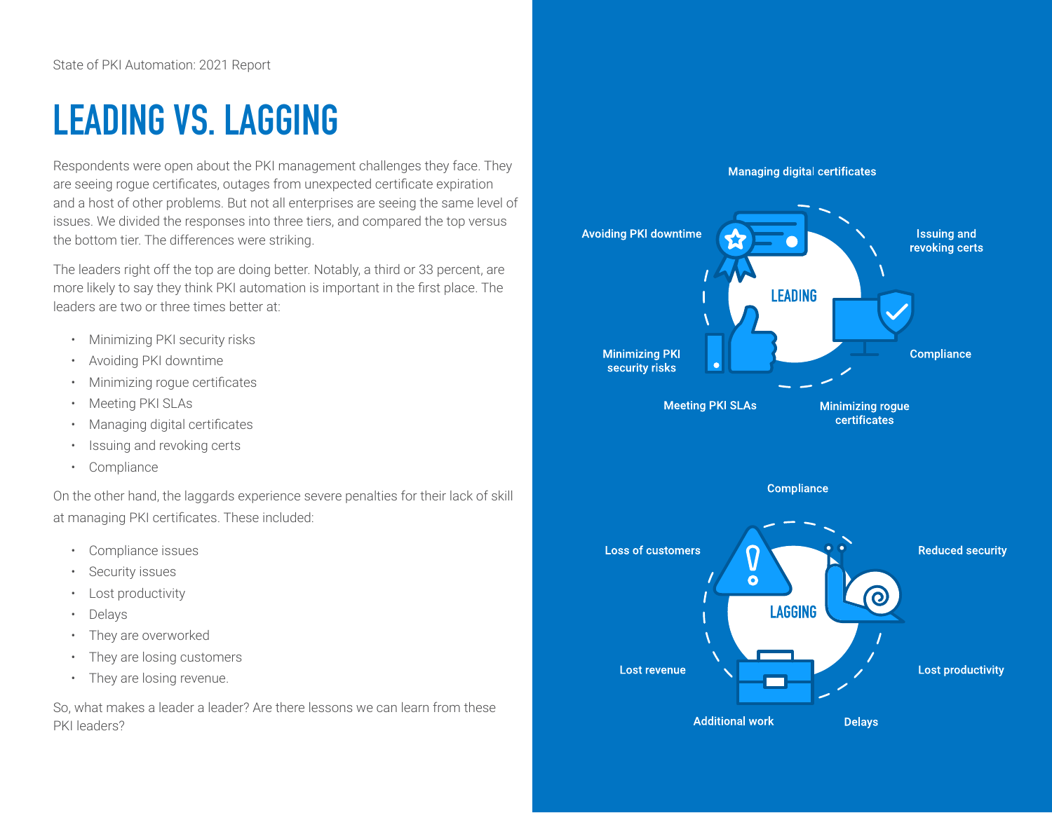# LEADING VS. LAGGING

Respondents were open about the PKI management challenges they face. They are seeing rogue certificates, outages from unexpected certificate expiration and a host of other problems. But not all enterprises are seeing the same level of issues. We divided the responses into three tiers, and compared the top versus the bottom tier. The differences were striking.

The leaders right off the top are doing better. Notably, a third or 33 percent, are more likely to say they think PKI automation is important in the first place. The leaders are two or three times better at:

- Minimizing PKI security risks
- Avoiding PKI downtime
- Minimizing rogue certificates
- Meeting PKI SLAs
- Managing digital certificates
- Issuing and revoking certs
- Compliance

On the other hand, the laggards experience severe penalties for their lack of skill at managing PKI certificates. These included:

- Compliance issues
- Security issues
- Lost productivity
- Delays
- They are overworked
- They are losing customers
- They are losing revenue.

So, what makes a leader a leader? Are there lessons we can learn from these PKI leaders?

**LEADING**

Managing digital certificates
Issuing and revoking certs
Compliance
Minimizing rogue certificates
Meeting PKI SLAs
Minimizing PKI security risks
Avoiding PKI downtime

**LAGGING**

Compliance
Reduced security
Lost productivity
Delays
Additional work
Lost revenue
Loss of customers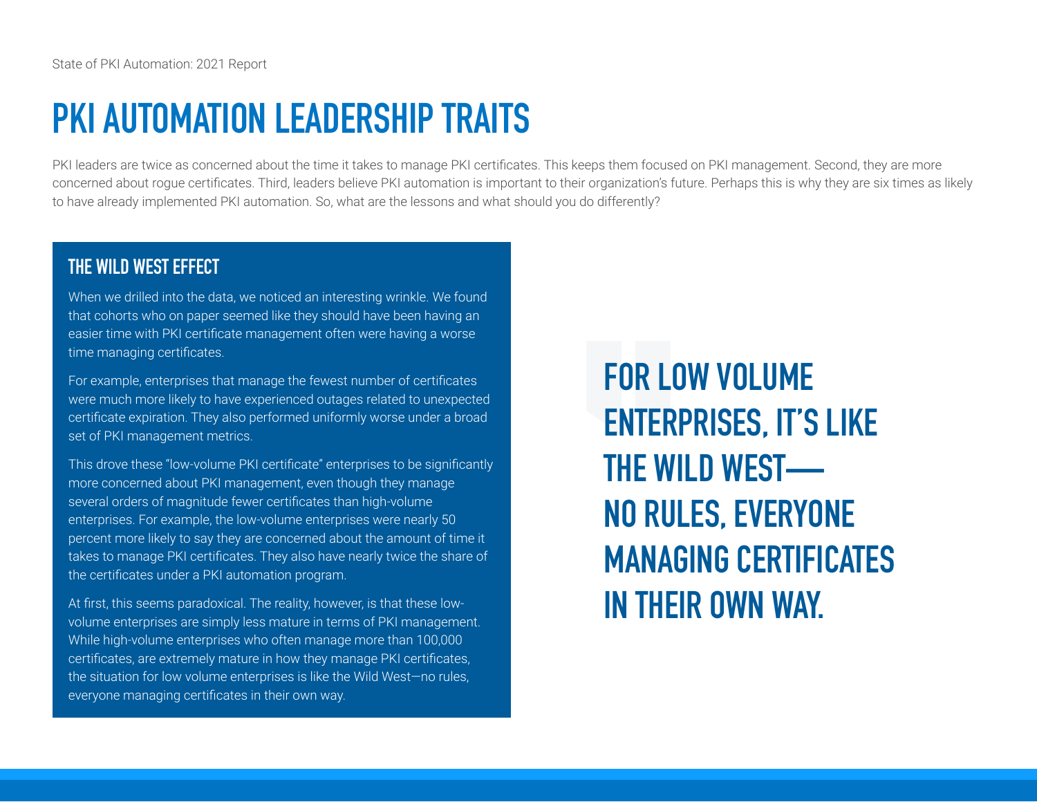# PKI AUTOMATION LEADERSHIP TRAITS

PKI leaders are twice as concerned about the time it takes to manage PKI certificates. This keeps them focused on PKI management. Second, they are more concerned about rogue certificates. Third, leaders believe PKI automation is important to their organization's future. Perhaps this is why they are six times as likely to have already implemented PKI automation. So, what are the lessons and what should you do differently?

## THE WILD WEST EFFECT

When we drilled into the data, we noticed an interesting wrinkle. We found that cohorts who on paper seemed like they should have been having an easier time with PKI certificate management often were having a worse time managing certificates.

For example, enterprises that manage the fewest number of certificates were much more likely to have experienced outages related to unexpected certificate expiration. They also performed uniformly worse under a broad set of PKI management metrics.

This drove these "low-volume PKI certificate" enterprises to be significantly more concerned about PKI management, even though they manage several orders of magnitude fewer certificates than high-volume enterprises. For example, the low-volume enterprises were nearly 50 percent more likely to say they are concerned about the amount of time it takes to manage PKI certificates. They also have nearly twice the share of the certificates under a PKI automation program.

At first, this seems paradoxical. The reality, however, is that these low-volume enterprises are simply less mature in terms of PKI management. While high-volume enterprises who often manage more than 100,000 certificates, are extremely mature in how they manage PKI certificates, the situation for low volume enterprises is like the Wild West—no rules, everyone managing certificates in their own way.

> **FOR LOW VOLUME ENTERPRISES, IT'S LIKE THE WILD WEST— NO RULES, EVERYONE MANAGING CERTIFICATES IN THEIR OWN WAY.**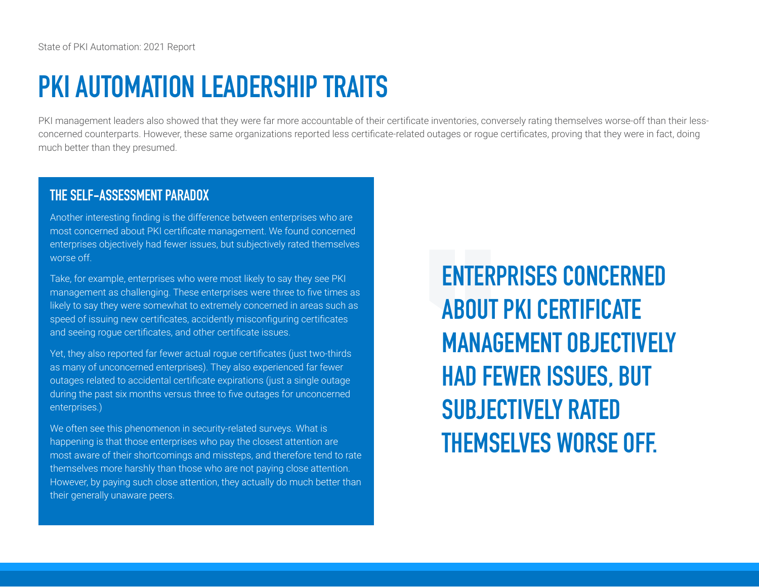# PKI AUTOMATION LEADERSHIP TRAITS

PKI management leaders also showed that they were far more accountable of their certificate inventories, conversely rating themselves worse-off than their less-concerned counterparts. However, these same organizations reported less certificate-related outages or rogue certificates, proving that they were in fact, doing much better than they presumed.

## THE SELF-ASSESSMENT PARADOX

Another interesting finding is the difference between enterprises who are most concerned about PKI certificate management. We found concerned enterprises objectively had fewer issues, but subjectively rated themselves worse off.

Take, for example, enterprises who were most likely to say they see PKI management as challenging. These enterprises were three to five times as likely to say they were somewhat to extremely concerned in areas such as speed of issuing new certificates, accidently misconfiguring certificates and seeing rogue certificates, and other certificate issues.

Yet, they also reported far fewer actual rogue certificates (just two-thirds as many of unconcerned enterprises). They also experienced far fewer outages related to accidental certificate expirations (just a single outage during the past six months versus three to five outages for unconcerned enterprises.)

We often see this phenomenon in security-related surveys. What is happening is that those enterprises who pay the closest attention are most aware of their shortcomings and missteps, and therefore tend to rate themselves more harshly than those who are not paying close attention. However, by paying such close attention, they actually do much better than their generally unaware peers.

**ENTERPRISES CONCERNED ABOUT PKI CERTIFICATE MANAGEMENT OBJECTIVELY HAD FEWER ISSUES, BUT SUBJECTIVELY RATED THEMSELVES WORSE OFF.**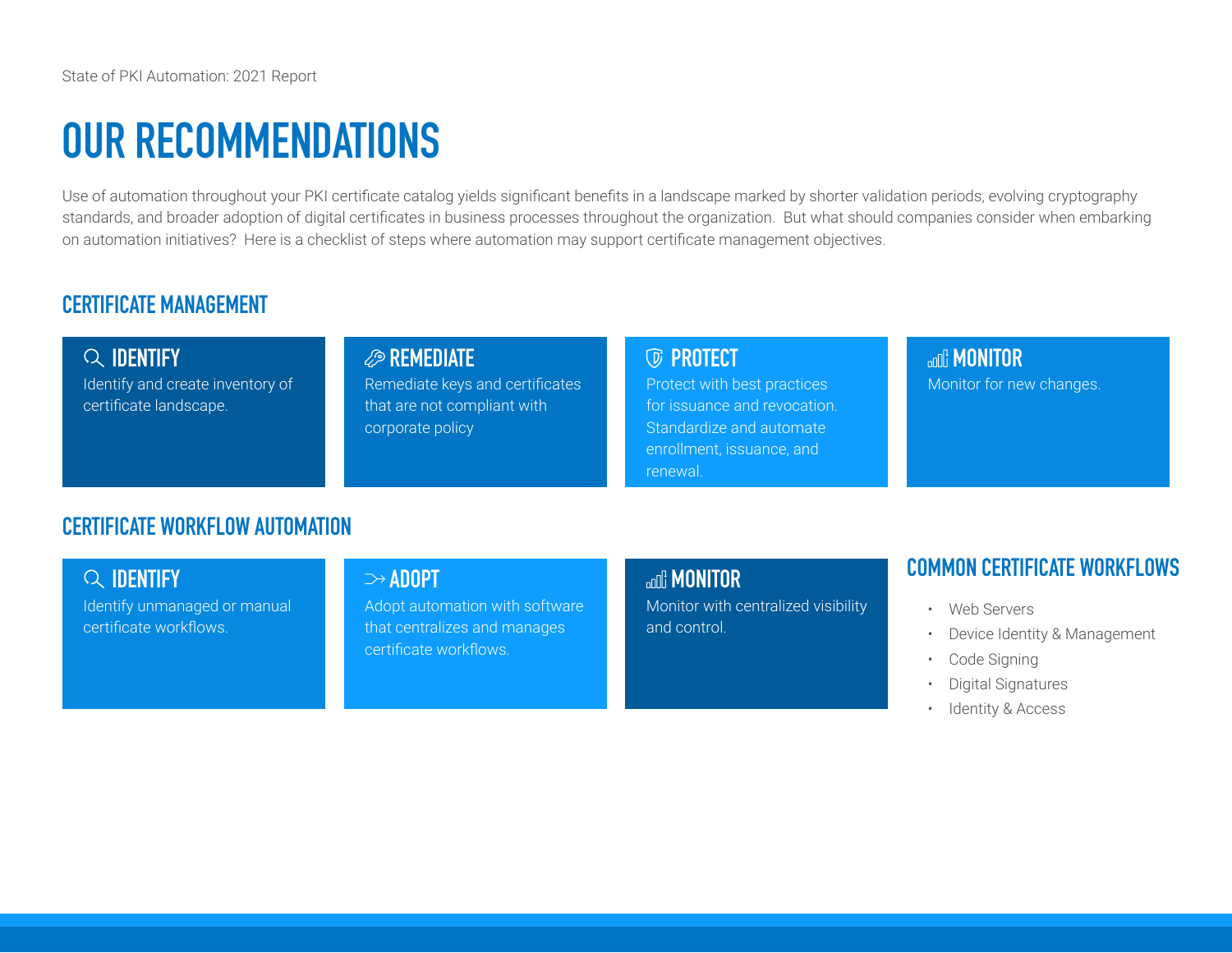# OUR RECOMMENDATIONS

Use of automation throughout your PKI certificate catalog yields significant benefits in a landscape marked by shorter validation periods, evolving cryptography standards, and broader adoption of digital certificates in business processes throughout the organization. But what should companies consider when embarking on automation initiatives? Here is a checklist of steps where automation may support certificate management objectives.

## CERTIFICATE MANAGEMENT

### IDENTIFY

Identify and create inventory of certificate landscape.

### REMEDIATE

Remediate keys and certificates that are not compliant with corporate policy

### PROTECT

Protect with best practices for issuance and revocation. Standardize and automate enrollment, issuance, and renewal.

### MONITOR

Monitor for new changes.

## CERTIFICATE WORKFLOW AUTOMATION

### IDENTIFY

Identify unmanaged or manual certificate workflows.

### ADOPT

Adopt automation with software that centralizes and manages certificate workflows.

### MONITOR

Monitor with centralized visibility and control.

## COMMON CERTIFICATE WORKFLOWS

- Web Servers
- Device Identity & Management
- Code Signing
- Digital Signatures
- Identity & Access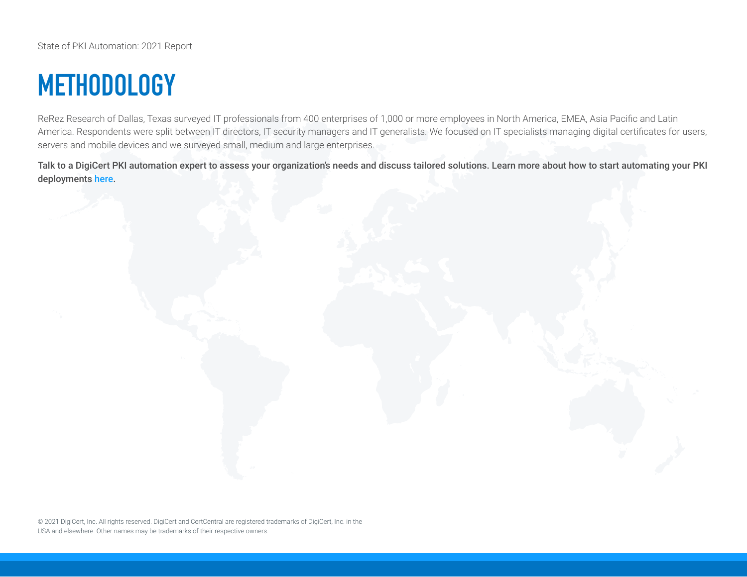# METHODOLOGY

ReRez Research of Dallas, Texas surveyed IT professionals from 400 enterprises of 1,000 or more employees in North America, EMEA, Asia Pacific and Latin America. Respondents were split between IT directors, IT security managers and IT generalists. We focused on IT specialists managing digital certificates for users, servers and mobile devices and we surveyed small, medium and large enterprises.

**Talk to a DigiCert PKI automation expert to assess your organization's needs and discuss tailored solutions. Learn more about how to start automating your PKI deployments here.**

© 2021 DigiCert, Inc. All rights reserved. DigiCert and CertCentral are registered trademarks of DigiCert, Inc. in the USA and elsewhere. Other names may be trademarks of their respective owners.